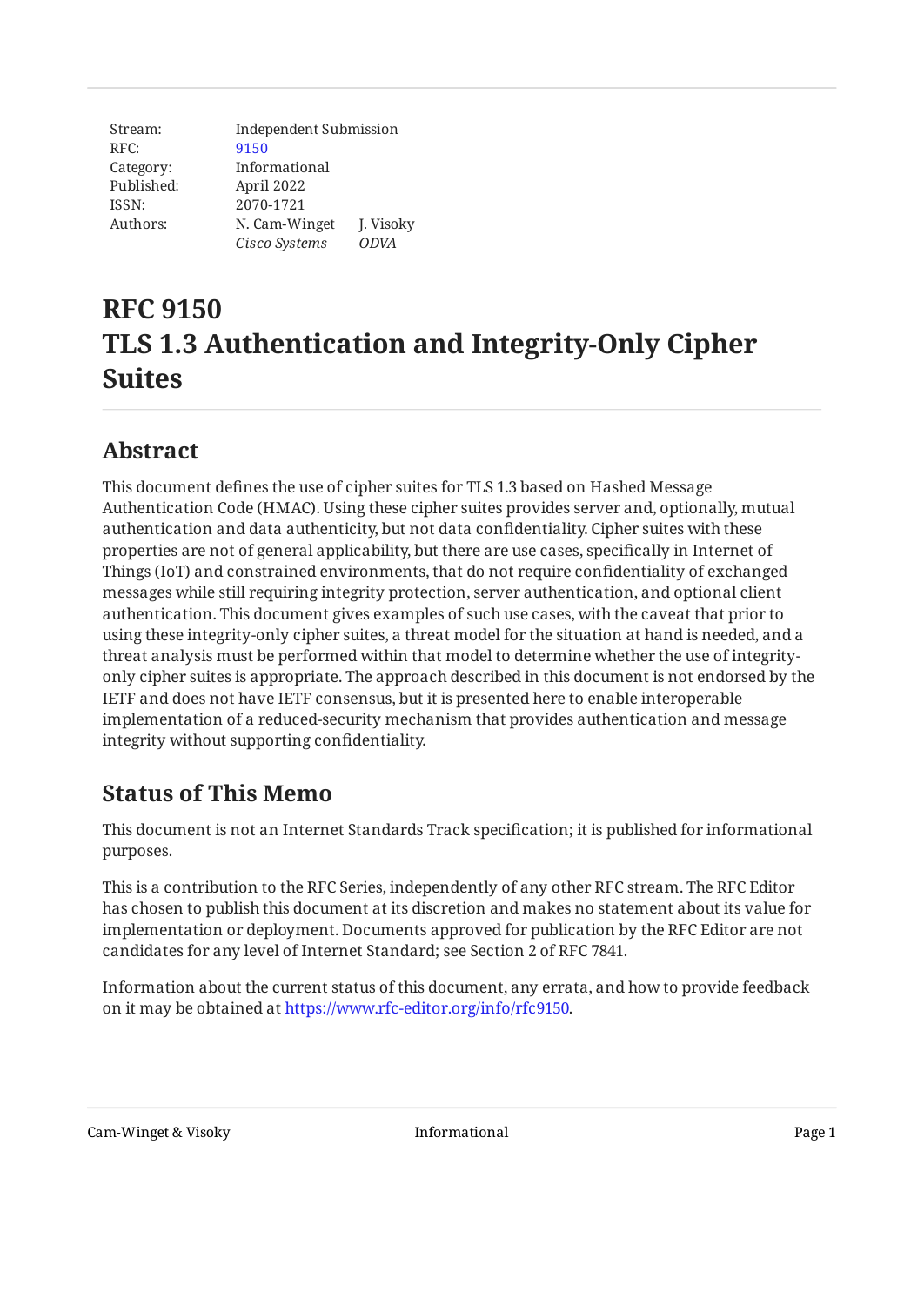| Stream: | Independent Submission | |
|---|---|---|
| RFC: | 9150 | |
| Category: | Informational | |
| Published: | April 2022 | |
| ISSN: | 2070-1721 | |
| Authors: | N. Cam-Winget | J. Visoky |
| | *Cisco Systems* | *ODVA* |

# RFC 9150
# TLS 1.3 Authentication and Integrity-Only Cipher Suites

## Abstract

This document defines the use of cipher suites for TLS 1.3 based on Hashed Message Authentication Code (HMAC). Using these cipher suites provides server and, optionally, mutual authentication and data authenticity, but not data confidentiality. Cipher suites with these properties are not of general applicability, but there are use cases, specifically in Internet of Things (IoT) and constrained environments, that do not require confidentiality of exchanged messages while still requiring integrity protection, server authentication, and optional client authentication. This document gives examples of such use cases, with the caveat that prior to using these integrity-only cipher suites, a threat model for the situation at hand is needed, and a threat analysis must be performed within that model to determine whether the use of integrity-only cipher suites is appropriate. The approach described in this document is not endorsed by the IETF and does not have IETF consensus, but it is presented here to enable interoperable implementation of a reduced-security mechanism that provides authentication and message integrity without supporting confidentiality.

## Status of This Memo

This document is not an Internet Standards Track specification; it is published for informational purposes.

This is a contribution to the RFC Series, independently of any other RFC stream. The RFC Editor has chosen to publish this document at its discretion and makes no statement about its value for implementation or deployment. Documents approved for publication by the RFC Editor are not candidates for any level of Internet Standard; see Section 2 of RFC 7841.

Information about the current status of this document, any errata, and how to provide feedback on it may be obtained at https://www.rfc-editor.org/info/rfc9150.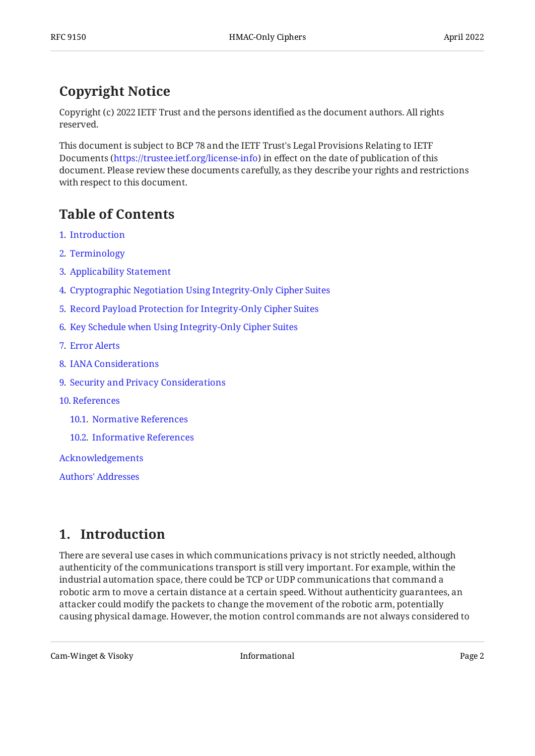## Copyright Notice

Copyright (c) 2022 IETF Trust and the persons identified as the document authors. All rights reserved.

This document is subject to BCP 78 and the IETF Trust's Legal Provisions Relating to IETF Documents (https://trustee.ietf.org/license-info) in effect on the date of publication of this document. Please review these documents carefully, as they describe your rights and restrictions with respect to this document.

## Table of Contents

1. Introduction
2. Terminology
3. Applicability Statement
4. Cryptographic Negotiation Using Integrity-Only Cipher Suites
5. Record Payload Protection for Integrity-Only Cipher Suites
6. Key Schedule when Using Integrity-Only Cipher Suites
7. Error Alerts
8. IANA Considerations
9. Security and Privacy Considerations
10. References
    - 10.1. Normative References
    - 10.2. Informative References

Acknowledgements

Authors' Addresses

## 1. Introduction

There are several use cases in which communications privacy is not strictly needed, although authenticity of the communications transport is still very important. For example, within the industrial automation space, there could be TCP or UDP communications that command a robotic arm to move a certain distance at a certain speed. Without authenticity guarantees, an attacker could modify the packets to change the movement of the robotic arm, potentially causing physical damage. However, the motion control commands are not always considered to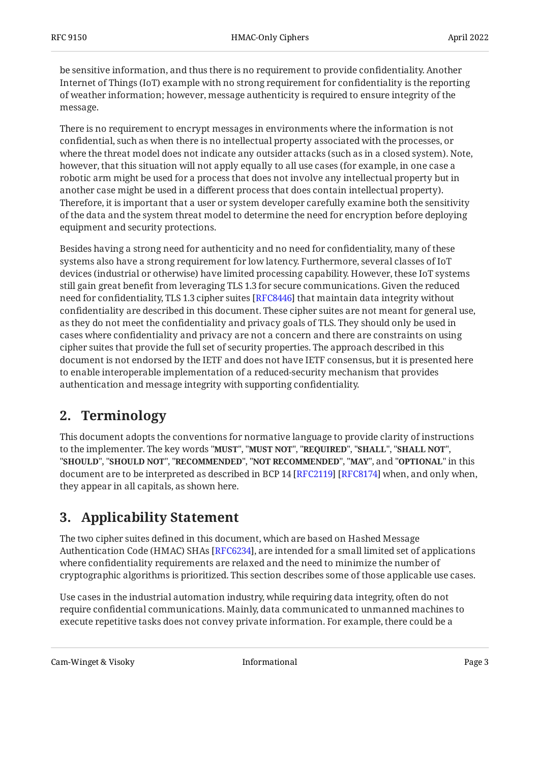be sensitive information, and thus there is no requirement to provide confidentiality. Another Internet of Things (IoT) example with no strong requirement for confidentiality is the reporting of weather information; however, message authenticity is required to ensure integrity of the message.

There is no requirement to encrypt messages in environments where the information is not confidential, such as when there is no intellectual property associated with the processes, or where the threat model does not indicate any outsider attacks (such as in a closed system). Note, however, that this situation will not apply equally to all use cases (for example, in one case a robotic arm might be used for a process that does not involve any intellectual property but in another case might be used in a different process that does contain intellectual property). Therefore, it is important that a user or system developer carefully examine both the sensitivity of the data and the system threat model to determine the need for encryption before deploying equipment and security protections.

Besides having a strong need for authenticity and no need for confidentiality, many of these systems also have a strong requirement for low latency. Furthermore, several classes of IoT devices (industrial or otherwise) have limited processing capability. However, these IoT systems still gain great benefit from leveraging TLS 1.3 for secure communications. Given the reduced need for confidentiality, TLS 1.3 cipher suites [RFC8446] that maintain data integrity without confidentiality are described in this document. These cipher suites are not meant for general use, as they do not meet the confidentiality and privacy goals of TLS. They should only be used in cases where confidentiality and privacy are not a concern and there are constraints on using cipher suites that provide the full set of security properties. The approach described in this document is not endorsed by the IETF and does not have IETF consensus, but it is presented here to enable interoperable implementation of a reduced-security mechanism that provides authentication and message integrity with supporting confidentiality.

## 2. Terminology

This document adopts the conventions for normative language to provide clarity of instructions to the implementer. The key words "**MUST**", "**MUST NOT**", "**REQUIRED**", "**SHALL**", "**SHALL NOT**", "**SHOULD**", "**SHOULD NOT**", "**RECOMMENDED**", "**NOT RECOMMENDED**", "**MAY**", and "**OPTIONAL**" in this document are to be interpreted as described in BCP 14 [RFC2119] [RFC8174] when, and only when, they appear in all capitals, as shown here.

## 3. Applicability Statement

The two cipher suites defined in this document, which are based on Hashed Message Authentication Code (HMAC) SHAs [RFC6234], are intended for a small limited set of applications where confidentiality requirements are relaxed and the need to minimize the number of cryptographic algorithms is prioritized. This section describes some of those applicable use cases.

Use cases in the industrial automation industry, while requiring data integrity, often do not require confidential communications. Mainly, data communicated to unmanned machines to execute repetitive tasks does not convey private information. For example, there could be a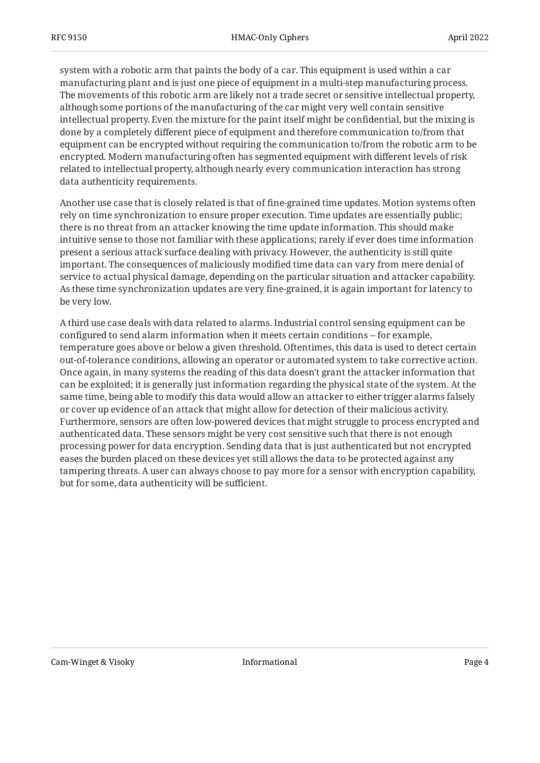system with a robotic arm that paints the body of a car. This equipment is used within a car manufacturing plant and is just one piece of equipment in a multi-step manufacturing process. The movements of this robotic arm are likely not a trade secret or sensitive intellectual property, although some portions of the manufacturing of the car might very well contain sensitive intellectual property. Even the mixture for the paint itself might be confidential, but the mixing is done by a completely different piece of equipment and therefore communication to/from that equipment can be encrypted without requiring the communication to/from the robotic arm to be encrypted. Modern manufacturing often has segmented equipment with different levels of risk related to intellectual property, although nearly every communication interaction has strong data authenticity requirements.

Another use case that is closely related is that of fine-grained time updates. Motion systems often rely on time synchronization to ensure proper execution. Time updates are essentially public; there is no threat from an attacker knowing the time update information. This should make intuitive sense to those not familiar with these applications; rarely if ever does time information present a serious attack surface dealing with privacy. However, the authenticity is still quite important. The consequences of maliciously modified time data can vary from mere denial of service to actual physical damage, depending on the particular situation and attacker capability. As these time synchronization updates are very fine-grained, it is again important for latency to be very low.

A third use case deals with data related to alarms. Industrial control sensing equipment can be configured to send alarm information when it meets certain conditions -- for example, temperature goes above or below a given threshold. Oftentimes, this data is used to detect certain out-of-tolerance conditions, allowing an operator or automated system to take corrective action. Once again, in many systems the reading of this data doesn't grant the attacker information that can be exploited; it is generally just information regarding the physical state of the system. At the same time, being able to modify this data would allow an attacker to either trigger alarms falsely or cover up evidence of an attack that might allow for detection of their malicious activity. Furthermore, sensors are often low-powered devices that might struggle to process encrypted and authenticated data. These sensors might be very cost sensitive such that there is not enough processing power for data encryption. Sending data that is just authenticated but not encrypted eases the burden placed on these devices yet still allows the data to be protected against any tampering threats. A user can always choose to pay more for a sensor with encryption capability, but for some, data authenticity will be sufficient.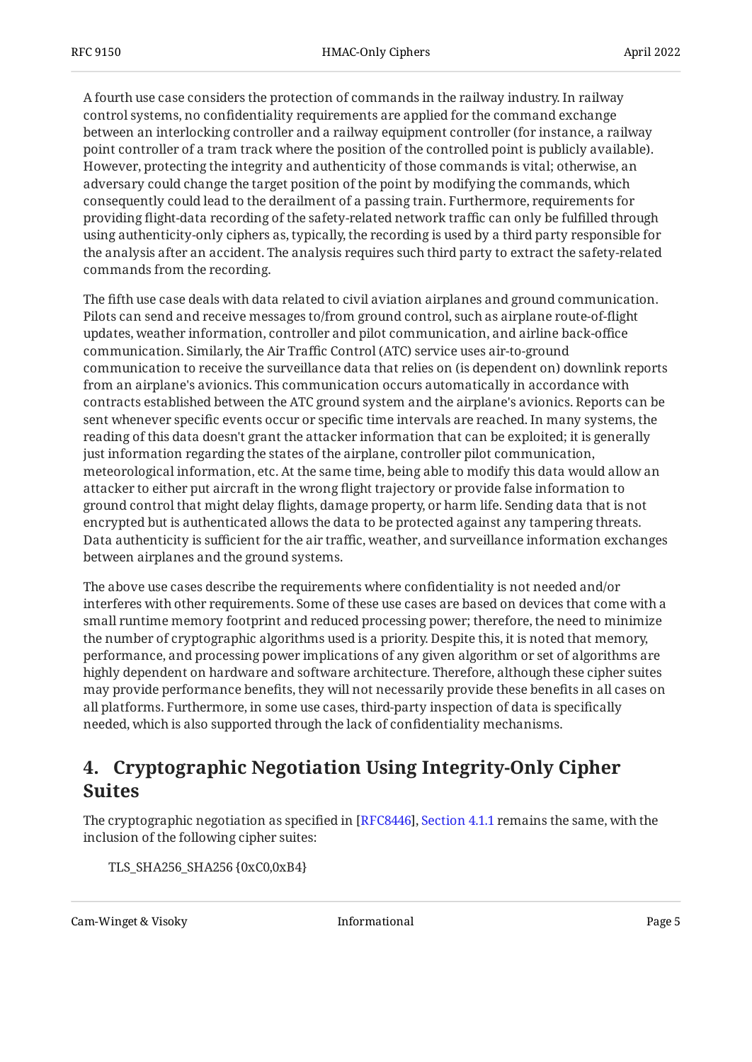A fourth use case considers the protection of commands in the railway industry. In railway control systems, no confidentiality requirements are applied for the command exchange between an interlocking controller and a railway equipment controller (for instance, a railway point controller of a tram track where the position of the controlled point is publicly available). However, protecting the integrity and authenticity of those commands is vital; otherwise, an adversary could change the target position of the point by modifying the commands, which consequently could lead to the derailment of a passing train. Furthermore, requirements for providing flight-data recording of the safety-related network traffic can only be fulfilled through using authenticity-only ciphers as, typically, the recording is used by a third party responsible for the analysis after an accident. The analysis requires such third party to extract the safety-related commands from the recording.

The fifth use case deals with data related to civil aviation airplanes and ground communication. Pilots can send and receive messages to/from ground control, such as airplane route-of-flight updates, weather information, controller and pilot communication, and airline back-office communication. Similarly, the Air Traffic Control (ATC) service uses air-to-ground communication to receive the surveillance data that relies on (is dependent on) downlink reports from an airplane's avionics. This communication occurs automatically in accordance with contracts established between the ATC ground system and the airplane's avionics. Reports can be sent whenever specific events occur or specific time intervals are reached. In many systems, the reading of this data doesn't grant the attacker information that can be exploited; it is generally just information regarding the states of the airplane, controller pilot communication, meteorological information, etc. At the same time, being able to modify this data would allow an attacker to either put aircraft in the wrong flight trajectory or provide false information to ground control that might delay flights, damage property, or harm life. Sending data that is not encrypted but is authenticated allows the data to be protected against any tampering threats. Data authenticity is sufficient for the air traffic, weather, and surveillance information exchanges between airplanes and the ground systems.

The above use cases describe the requirements where confidentiality is not needed and/or interferes with other requirements. Some of these use cases are based on devices that come with a small runtime memory footprint and reduced processing power; therefore, the need to minimize the number of cryptographic algorithms used is a priority. Despite this, it is noted that memory, performance, and processing power implications of any given algorithm or set of algorithms are highly dependent on hardware and software architecture. Therefore, although these cipher suites may provide performance benefits, they will not necessarily provide these benefits in all cases on all platforms. Furthermore, in some use cases, third-party inspection of data is specifically needed, which is also supported through the lack of confidentiality mechanisms.

## 4. Cryptographic Negotiation Using Integrity-Only Cipher Suites

The cryptographic negotiation as specified in [RFC8446], Section 4.1.1 remains the same, with the inclusion of the following cipher suites:

```
TLS_SHA256_SHA256 {0xC0,0xB4}
```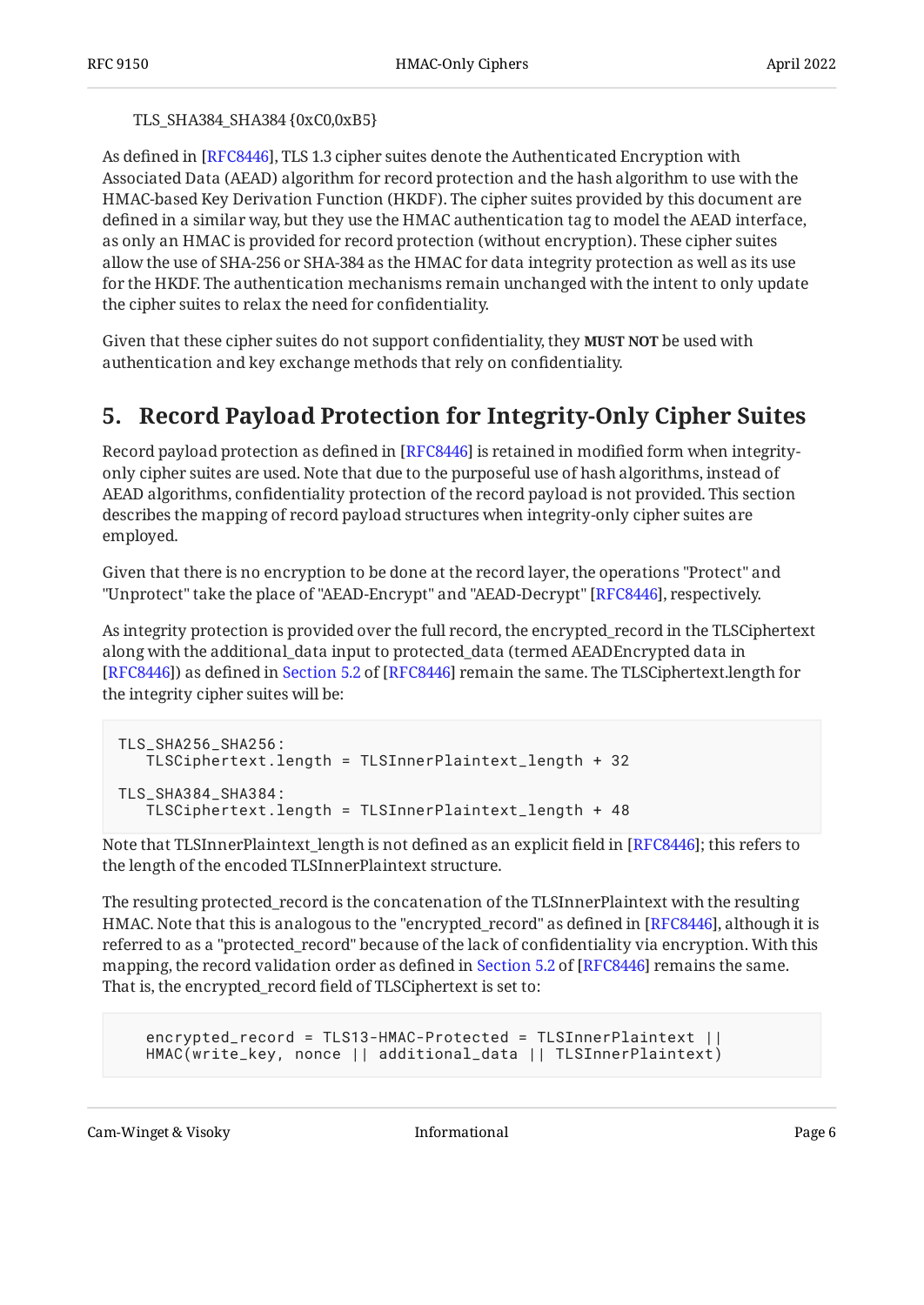TLS_SHA384_SHA384 {0xC0,0xB5}

As defined in [RFC8446], TLS 1.3 cipher suites denote the Authenticated Encryption with Associated Data (AEAD) algorithm for record protection and the hash algorithm to use with the HMAC-based Key Derivation Function (HKDF). The cipher suites provided by this document are defined in a similar way, but they use the HMAC authentication tag to model the AEAD interface, as only an HMAC is provided for record protection (without encryption). These cipher suites allow the use of SHA-256 or SHA-384 as the HMAC for data integrity protection as well as its use for the HKDF. The authentication mechanisms remain unchanged with the intent to only update the cipher suites to relax the need for confidentiality.

Given that these cipher suites do not support confidentiality, they **MUST NOT** be used with authentication and key exchange methods that rely on confidentiality.

## 5. Record Payload Protection for Integrity-Only Cipher Suites

Record payload protection as defined in [RFC8446] is retained in modified form when integrity-only cipher suites are used. Note that due to the purposeful use of hash algorithms, instead of AEAD algorithms, confidentiality protection of the record payload is not provided. This section describes the mapping of record payload structures when integrity-only cipher suites are employed.

Given that there is no encryption to be done at the record layer, the operations "Protect" and "Unprotect" take the place of "AEAD-Encrypt" and "AEAD-Decrypt" [RFC8446], respectively.

As integrity protection is provided over the full record, the encrypted_record in the TLSCiphertext along with the additional_data input to protected_data (termed AEADEncrypted data in [RFC8446]) as defined in Section 5.2 of [RFC8446] remain the same. The TLSCiphertext.length for the integrity cipher suites will be:

```
TLS_SHA256_SHA256:
   TLSCiphertext.length = TLSInnerPlaintext_length + 32

TLS_SHA384_SHA384:
   TLSCiphertext.length = TLSInnerPlaintext_length + 48
```

Note that TLSInnerPlaintext_length is not defined as an explicit field in [RFC8446]; this refers to the length of the encoded TLSInnerPlaintext structure.

The resulting protected_record is the concatenation of the TLSInnerPlaintext with the resulting HMAC. Note that this is analogous to the "encrypted_record" as defined in [RFC8446], although it is referred to as a "protected_record" because of the lack of confidentiality via encryption. With this mapping, the record validation order as defined in Section 5.2 of [RFC8446] remains the same. That is, the encrypted_record field of TLSCiphertext is set to:

```
   encrypted_record = TLS13-HMAC-Protected = TLSInnerPlaintext ||
   HMAC(write_key, nonce || additional_data || TLSInnerPlaintext)
```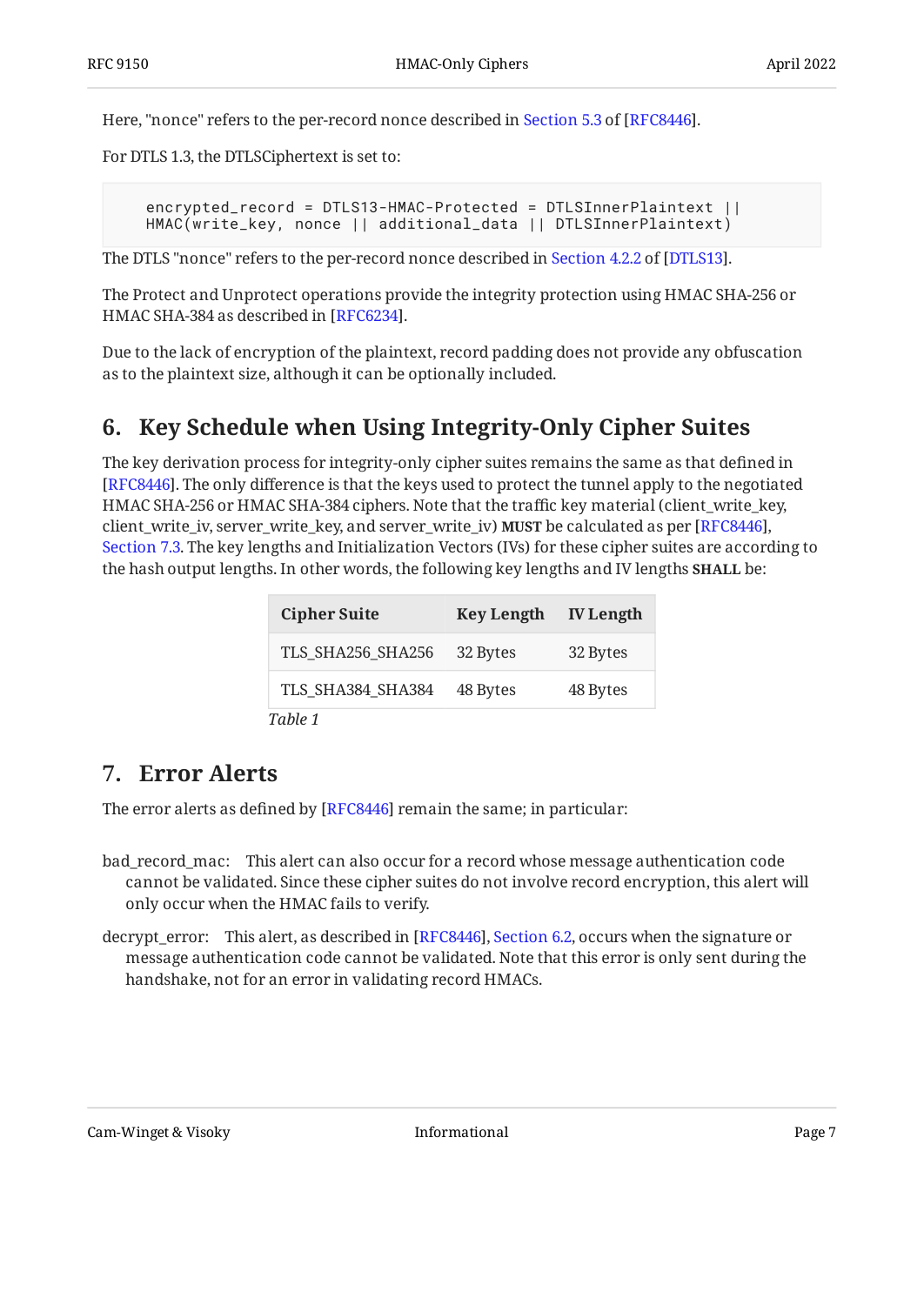Here, "nonce" refers to the per-record nonce described in Section 5.3 of [RFC8446].

For DTLS 1.3, the DTLSCiphertext is set to:

```
encrypted_record = DTLS13-HMAC-Protected = DTLSInnerPlaintext ||
HMAC(write_key, nonce || additional_data || DTLSInnerPlaintext)
```

The DTLS "nonce" refers to the per-record nonce described in Section 4.2.2 of [DTLS13].

The Protect and Unprotect operations provide the integrity protection using HMAC SHA-256 or HMAC SHA-384 as described in [RFC6234].

Due to the lack of encryption of the plaintext, record padding does not provide any obfuscation as to the plaintext size, although it can be optionally included.

## 6. Key Schedule when Using Integrity-Only Cipher Suites

The key derivation process for integrity-only cipher suites remains the same as that defined in [RFC8446]. The only difference is that the keys used to protect the tunnel apply to the negotiated HMAC SHA-256 or HMAC SHA-384 ciphers. Note that the traffic key material (client_write_key, client_write_iv, server_write_key, and server_write_iv) **MUST** be calculated as per [RFC8446], Section 7.3. The key lengths and Initialization Vectors (IVs) for these cipher suites are according to the hash output lengths. In other words, the following key lengths and IV lengths **SHALL** be:

| Cipher Suite | Key Length | IV Length |
|---|---|---|
| TLS_SHA256_SHA256 | 32 Bytes | 32 Bytes |
| TLS_SHA384_SHA384 | 48 Bytes | 48 Bytes |

*Table 1*

## 7. Error Alerts

The error alerts as defined by [RFC8446] remain the same; in particular:

bad_record_mac: This alert can also occur for a record whose message authentication code cannot be validated. Since these cipher suites do not involve record encryption, this alert will only occur when the HMAC fails to verify.

decrypt_error: This alert, as described in [RFC8446], Section 6.2, occurs when the signature or message authentication code cannot be validated. Note that this error is only sent during the handshake, not for an error in validating record HMACs.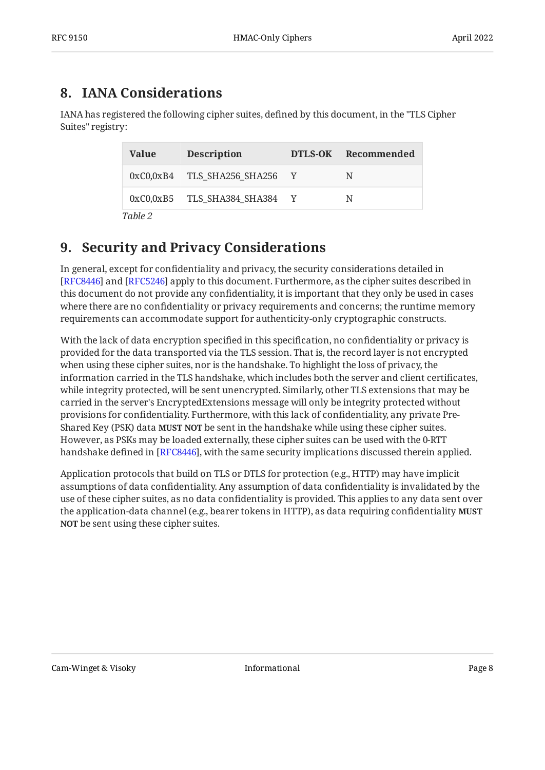## 8. IANA Considerations

IANA has registered the following cipher suites, defined by this document, in the "TLS Cipher Suites" registry:

| Value | Description | DTLS-OK | Recommended |
|---|---|---|---|
| 0xC0,0xB4 | TLS_SHA256_SHA256 | Y | N |
| 0xC0,0xB5 | TLS_SHA384_SHA384 | Y | N |

*Table 2*

## 9. Security and Privacy Considerations

In general, except for confidentiality and privacy, the security considerations detailed in [RFC8446] and [RFC5246] apply to this document. Furthermore, as the cipher suites described in this document do not provide any confidentiality, it is important that they only be used in cases where there are no confidentiality or privacy requirements and concerns; the runtime memory requirements can accommodate support for authenticity-only cryptographic constructs.

With the lack of data encryption specified in this specification, no confidentiality or privacy is provided for the data transported via the TLS session. That is, the record layer is not encrypted when using these cipher suites, nor is the handshake. To highlight the loss of privacy, the information carried in the TLS handshake, which includes both the server and client certificates, while integrity protected, will be sent unencrypted. Similarly, other TLS extensions that may be carried in the server's EncryptedExtensions message will only be integrity protected without provisions for confidentiality. Furthermore, with this lack of confidentiality, any private Pre-Shared Key (PSK) data **MUST NOT** be sent in the handshake while using these cipher suites. However, as PSKs may be loaded externally, these cipher suites can be used with the 0-RTT handshake defined in [RFC8446], with the same security implications discussed therein applied.

Application protocols that build on TLS or DTLS for protection (e.g., HTTP) may have implicit assumptions of data confidentiality. Any assumption of data confidentiality is invalidated by the use of these cipher suites, as no data confidentiality is provided. This applies to any data sent over the application-data channel (e.g., bearer tokens in HTTP), as data requiring confidentiality **MUST NOT** be sent using these cipher suites.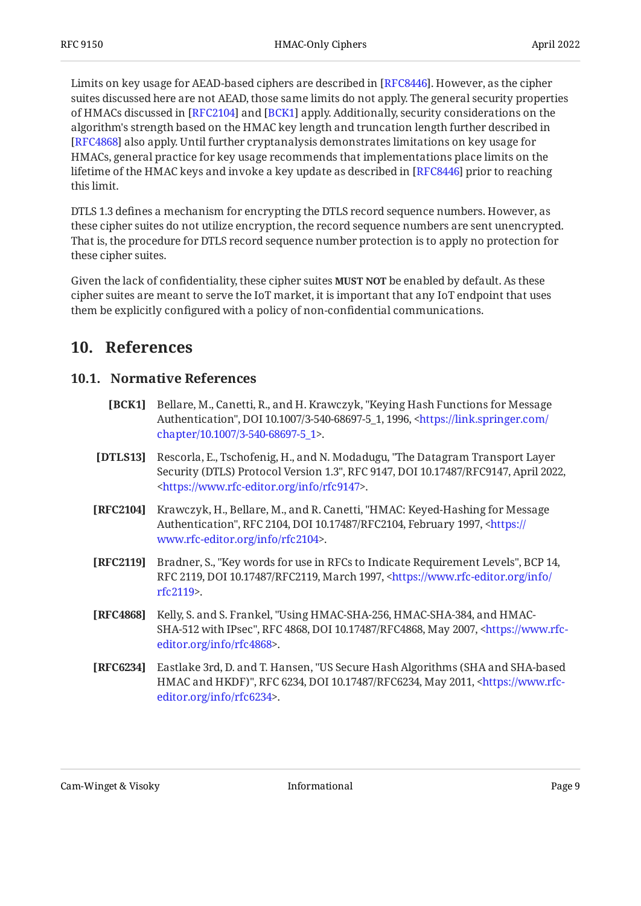Limits on key usage for AEAD-based ciphers are described in [RFC8446]. However, as the cipher suites discussed here are not AEAD, those same limits do not apply. The general security properties of HMACs discussed in [RFC2104] and [BCK1] apply. Additionally, security considerations on the algorithm's strength based on the HMAC key length and truncation length further described in [RFC4868] also apply. Until further cryptanalysis demonstrates limitations on key usage for HMACs, general practice for key usage recommends that implementations place limits on the lifetime of the HMAC keys and invoke a key update as described in [RFC8446] prior to reaching this limit.

DTLS 1.3 defines a mechanism for encrypting the DTLS record sequence numbers. However, as these cipher suites do not utilize encryption, the record sequence numbers are sent unencrypted. That is, the procedure for DTLS record sequence number protection is to apply no protection for these cipher suites.

Given the lack of confidentiality, these cipher suites **MUST NOT** be enabled by default. As these cipher suites are meant to serve the IoT market, it is important that any IoT endpoint that uses them be explicitly configured with a policy of non-confidential communications.

# 10. References

## 10.1. Normative References

**[BCK1]** Bellare, M., Canetti, R., and H. Krawczyk, "Keying Hash Functions for Message Authentication", DOI 10.1007/3-540-68697-5_1, 1996, <https://link.springer.com/chapter/10.1007/3-540-68697-5_1>.

**[DTLS13]** Rescorla, E., Tschofenig, H., and N. Modadugu, "The Datagram Transport Layer Security (DTLS) Protocol Version 1.3", RFC 9147, DOI 10.17487/RFC9147, April 2022, <https://www.rfc-editor.org/info/rfc9147>.

**[RFC2104]** Krawczyk, H., Bellare, M., and R. Canetti, "HMAC: Keyed-Hashing for Message Authentication", RFC 2104, DOI 10.17487/RFC2104, February 1997, <https://www.rfc-editor.org/info/rfc2104>.

**[RFC2119]** Bradner, S., "Key words for use in RFCs to Indicate Requirement Levels", BCP 14, RFC 2119, DOI 10.17487/RFC2119, March 1997, <https://www.rfc-editor.org/info/rfc2119>.

**[RFC4868]** Kelly, S. and S. Frankel, "Using HMAC-SHA-256, HMAC-SHA-384, and HMAC-SHA-512 with IPsec", RFC 4868, DOI 10.17487/RFC4868, May 2007, <https://www.rfc-editor.org/info/rfc4868>.

**[RFC6234]** Eastlake 3rd, D. and T. Hansen, "US Secure Hash Algorithms (SHA and SHA-based HMAC and HKDF)", RFC 6234, DOI 10.17487/RFC6234, May 2011, <https://www.rfc-editor.org/info/rfc6234>.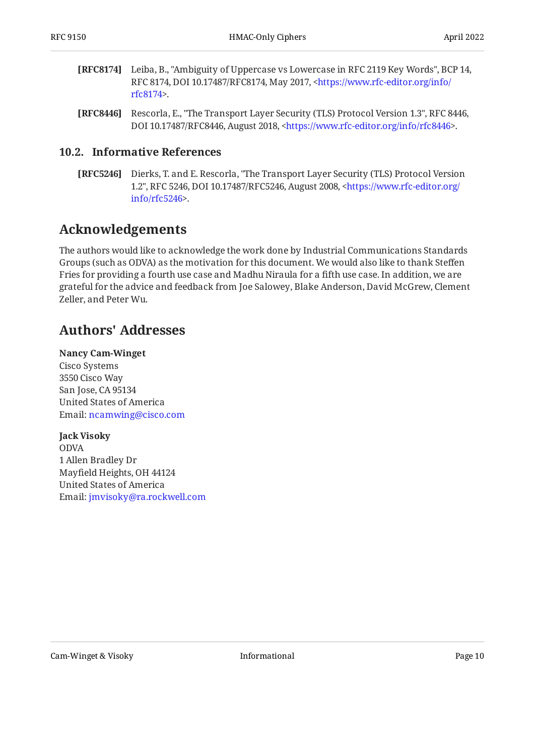**[RFC8174]** Leiba, B., "Ambiguity of Uppercase vs Lowercase in RFC 2119 Key Words", BCP 14, RFC 8174, DOI 10.17487/RFC8174, May 2017, <https://www.rfc-editor.org/info/rfc8174>.

**[RFC8446]** Rescorla, E., "The Transport Layer Security (TLS) Protocol Version 1.3", RFC 8446, DOI 10.17487/RFC8446, August 2018, <https://www.rfc-editor.org/info/rfc8446>.

### 10.2. Informative References

**[RFC5246]** Dierks, T. and E. Rescorla, "The Transport Layer Security (TLS) Protocol Version 1.2", RFC 5246, DOI 10.17487/RFC5246, August 2008, <https://www.rfc-editor.org/info/rfc5246>.

## Acknowledgements

The authors would like to acknowledge the work done by Industrial Communications Standards Groups (such as ODVA) as the motivation for this document. We would also like to thank Steffen Fries for providing a fourth use case and Madhu Niraula for a fifth use case. In addition, we are grateful for the advice and feedback from Joe Salowey, Blake Anderson, David McGrew, Clement Zeller, and Peter Wu.

## Authors' Addresses

**Nancy Cam-Winget**
Cisco Systems
3550 Cisco Way
San Jose, CA 95134
United States of America
Email: ncamwing@cisco.com

**Jack Visoky**
ODVA
1 Allen Bradley Dr
Mayfield Heights, OH 44124
United States of America
Email: jmvisoky@ra.rockwell.com